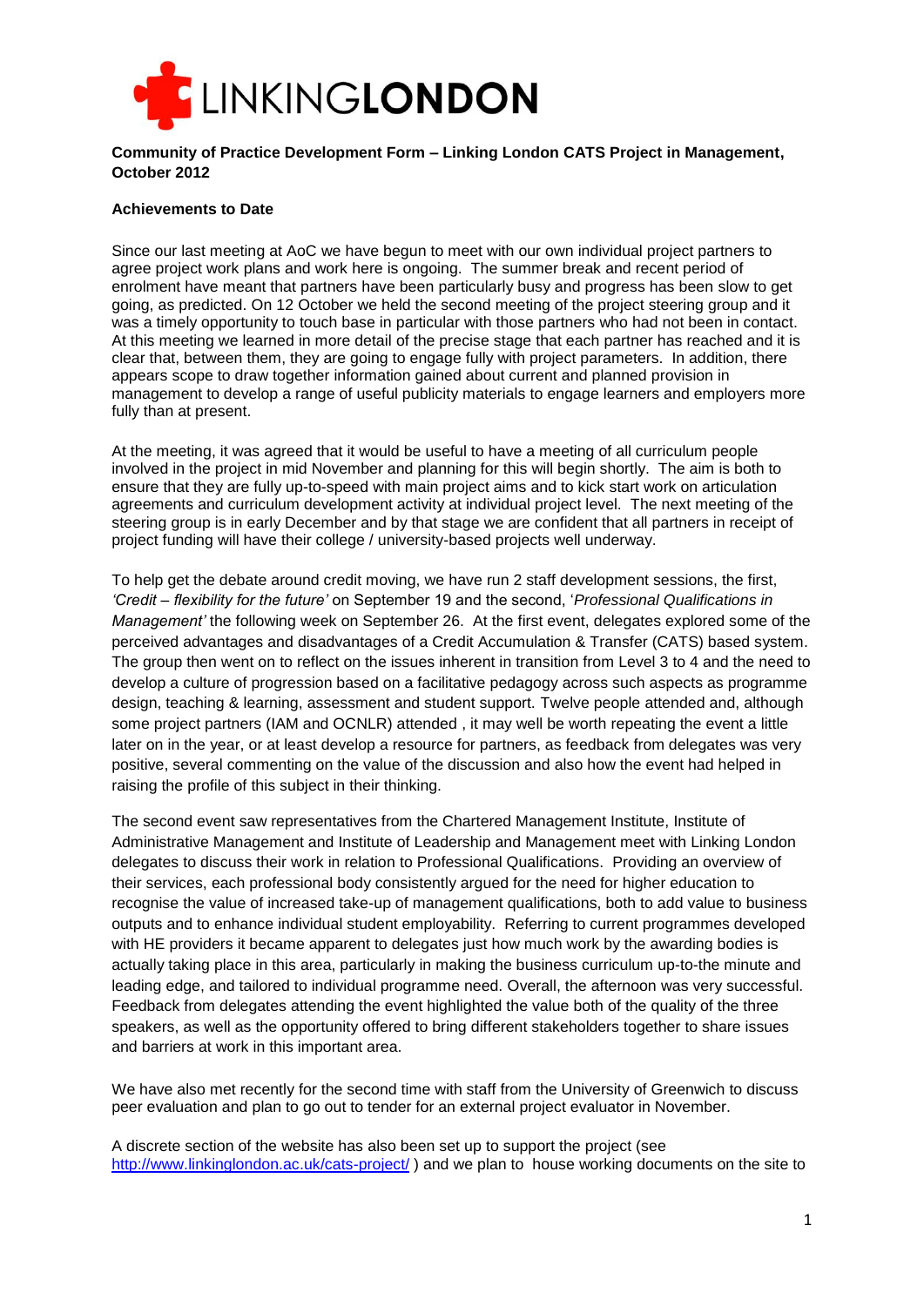LINKINGLONDON

**Community of Practice Development Form – Linking London CATS Project in Management, October 2012**

**Achievements to Date**

Since our last meeting at AoC we have begun to meet with our own individual project partners to agree project work plans and work here is ongoing. The summer break and recent period of enrolment have meant that partners have been particularly busy and progress has been slow to get going, as predicted. On 12 October we held the second meeting of the project steering group and it was a timely opportunity to touch base in particular with those partners who had not been in contact. At this meeting we learned in more detail of the precise stage that each partner has reached and it is clear that, between them, they are going to engage fully with project parameters. In addition, there appears scope to draw together information gained about current and planned provision in management to develop a range of useful publicity materials to engage learners and employers more fully than at present.

At the meeting, it was agreed that it would be useful to have a meeting of all curriculum people involved in the project in mid November and planning for this will begin shortly. The aim is both to ensure that they are fully up-to-speed with main project aims and to kick start work on articulation agreements and curriculum development activity at individual project level. The next meeting of the steering group is in early December and by that stage we are confident that all partners in receipt of project funding will have their college / university-based projects well underway.

To help get the debate around credit moving, we have run 2 staff development sessions, the first, *'Credit – flexibility for the future'* on September 19 and the second, '*Professional Qualifications in Management'* the following week on September 26. At the first event, delegates explored some of the perceived advantages and disadvantages of a Credit Accumulation & Transfer (CATS) based system. The group then went on to reflect on the issues inherent in transition from Level 3 to 4 and the need to develop a culture of progression based on a facilitative pedagogy across such aspects as programme design, teaching & learning, assessment and student support. Twelve people attended and, although some project partners (IAM and OCNLR) attended , it may well be worth repeating the event a little later on in the year, or at least develop a resource for partners, as feedback from delegates was very positive, several commenting on the value of the discussion and also how the event had helped in raising the profile of this subject in their thinking.

The second event saw representatives from the Chartered Management Institute, Institute of Administrative Management and Institute of Leadership and Management meet with Linking London delegates to discuss their work in relation to Professional Qualifications. Providing an overview of their services, each professional body consistently argued for the need for higher education to recognise the value of increased take-up of management qualifications, both to add value to business outputs and to enhance individual student employability. Referring to current programmes developed with HE providers it became apparent to delegates just how much work by the awarding bodies is actually taking place in this area, particularly in making the business curriculum up-to-the minute and leading edge, and tailored to individual programme need. Overall, the afternoon was very successful. Feedback from delegates attending the event highlighted the value both of the quality of the three speakers, as well as the opportunity offered to bring different stakeholders together to share issues and barriers at work in this important area.

We have also met recently for the second time with staff from the University of Greenwich to discuss peer evaluation and plan to go out to tender for an external project evaluator in November.

A discrete section of the website has also been set up to support the project (see http://www.linkinglondon.ac.uk/cats-project/ ) and we plan to house working documents on the site to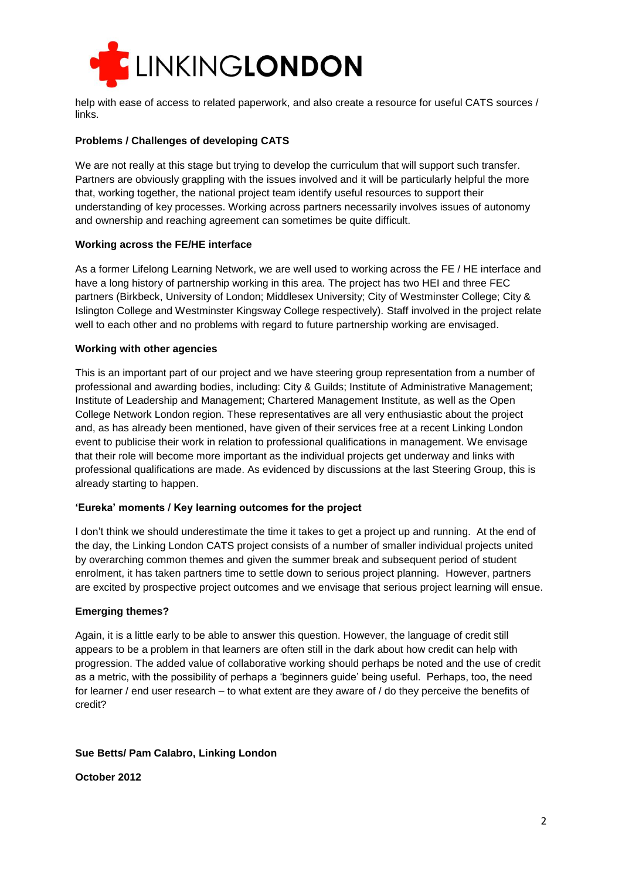help with ease of access to related paperwork, and also create a resource for useful CATS sources / links.

**Problems / Challenges of developing CATS**

We are not really at this stage but trying to develop the curriculum that will support such transfer. Partners are obviously grappling with the issues involved and it will be particularly helpful the more that, working together, the national project team identify useful resources to support their understanding of key processes. Working across partners necessarily involves issues of autonomy and ownership and reaching agreement can sometimes be quite difficult.

**Working across the FE/HE interface**

As a former Lifelong Learning Network, we are well used to working across the FE / HE interface and have a long history of partnership working in this area. The project has two HEI and three FEC partners (Birkbeck, University of London; Middlesex University; City of Westminster College; City & Islington College and Westminster Kingsway College respectively). Staff involved in the project relate well to each other and no problems with regard to future partnership working are envisaged.

**Working with other agencies**

This is an important part of our project and we have steering group representation from a number of professional and awarding bodies, including: City & Guilds; Institute of Administrative Management; Institute of Leadership and Management; Chartered Management Institute, as well as the Open College Network London region. These representatives are all very enthusiastic about the project and, as has already been mentioned, have given of their services free at a recent Linking London event to publicise their work in relation to professional qualifications in management. We envisage that their role will become more important as the individual projects get underway and links with professional qualifications are made. As evidenced by discussions at the last Steering Group, this is already starting to happen.

**'Eureka' moments / Key learning outcomes for the project**

I don't think we should underestimate the time it takes to get a project up and running. At the end of the day, the Linking London CATS project consists of a number of smaller individual projects united by overarching common themes and given the summer break and subsequent period of student enrolment, it has taken partners time to settle down to serious project planning. However, partners are excited by prospective project outcomes and we envisage that serious project learning will ensue.

**Emerging themes?**

Again, it is a little early to be able to answer this question. However, the language of credit still appears to be a problem in that learners are often still in the dark about how credit can help with progression. The added value of collaborative working should perhaps be noted and the use of credit as a metric, with the possibility of perhaps a 'beginners guide' being useful. Perhaps, too, the need for learner / end user research – to what extent are they aware of / do they perceive the benefits of credit?

**Sue Betts/ Pam Calabro, Linking London**

**October 2012**